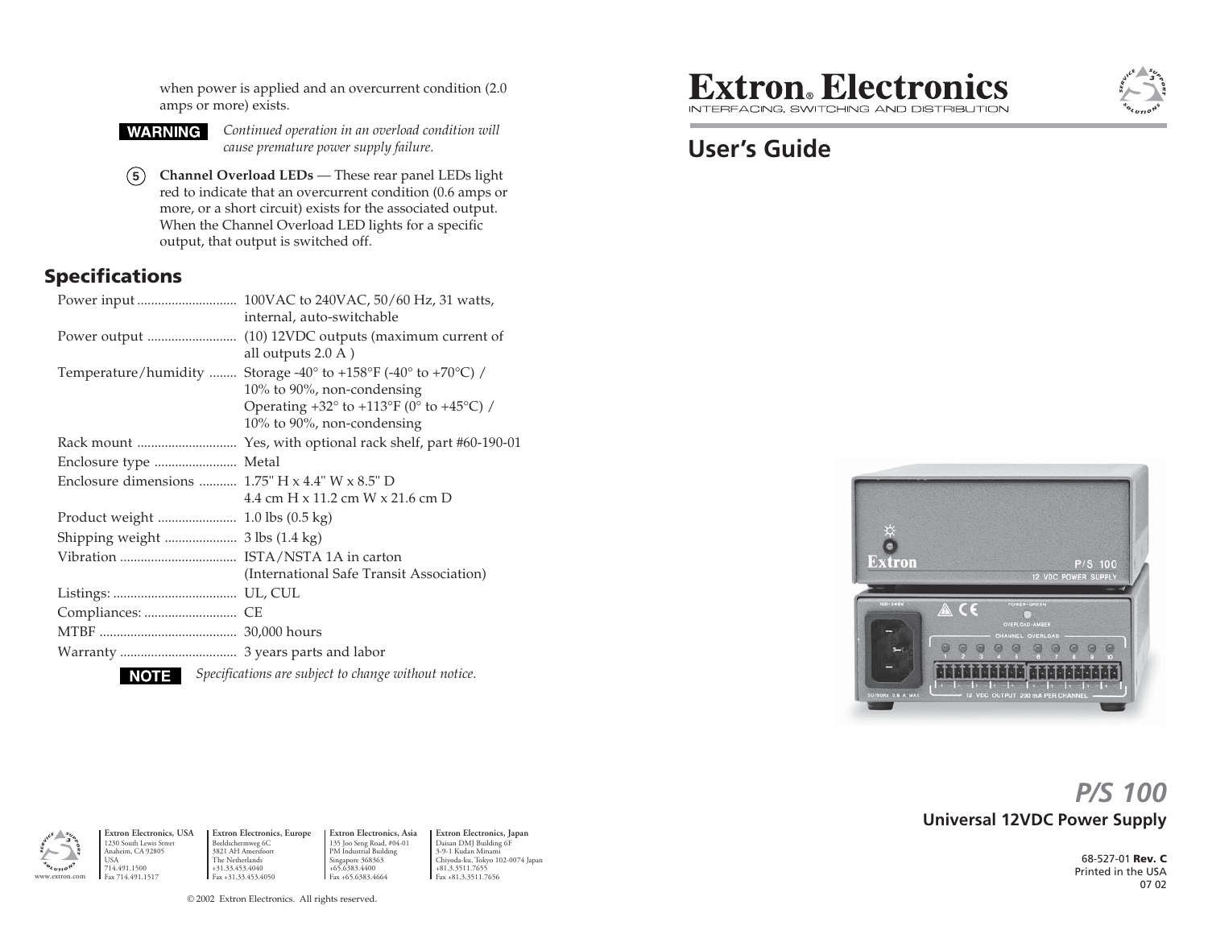when power is applied and an overcurrent condition (2.0 amps or more) exists.

**WARNING** *Continued operation in an overload condition will cause premature power supply failure.*

5 **Channel Overload LEDs** — These rear panel LEDs light red to indicate that an overcurrent condition (0.6 amps or more, or a short circuit) exists for the associated output. When the Channel Overload LED lights for a specific output, that output is switched off.

## Specifications

| | |
|---|---|
| Power input | 100VAC to 240VAC, 50/60 Hz, 31 watts, internal, auto-switchable |
| Power output | (10) 12VDC outputs (maximum current of all outputs 2.0 A ) |
| Temperature/humidity | Storage -40° to +158°F (-40° to +70°C) / 10% to 90%, non-condensing<br>Operating +32° to +113°F (0° to +45°C) / 10% to 90%, non-condensing |
| Rack mount | Yes, with optional rack shelf, part #60-190-01 |
| Enclosure type | Metal |
| Enclosure dimensions | 1.75" H x 4.4" W x 8.5" D<br>4.4 cm H x 11.2 cm W x 21.6 cm D |
| Product weight | 1.0 lbs (0.5 kg) |
| Shipping weight | 3 lbs (1.4 kg) |
| Vibration | ISTA/NSTA 1A in carton (International Safe Transit Association) |
| Listings: | UL, CUL |
| Compliances: | CE |
| MTBF | 30,000 hours |
| Warranty | 3 years parts and labor |

**NOTE** *Specifications are subject to change without notice.*

**Extron Electronics, USA**
1230 South Lewis Street
Anaheim, CA 92805
USA
714.491.1500
Fax 714.491.1517

**Extron Electronics, Europe**
Beeldschermweg 6C
3821 AH Amersfoort
The Netherlands
+31.33.453.4040
Fax +31.33.453.4050

**Extron Electronics, Asia**
135 Joo Seng Road, #04-01
PM Industrial Building
Singapore 368363
+65.6383.4400
Fax +65.6383.4664

**Extron Electronics, Japan**
Daisan DMJ Building 6F
3-9-1 Kudan Minami
Chiyoda-ku, Tokyo 102-0074 Japan
+81.3.3511.7655
Fax +81.3.3511.7656

www.extron.com

© 2002 Extron Electronics. All rights reserved.

# Extron® Electronics

INTERFACING, SWITCHING AND DISTRIBUTION

## User's Guide

# *P/S 100*

### Universal 12VDC Power Supply

68-527-01 **Rev. C**
Printed in the USA
07 02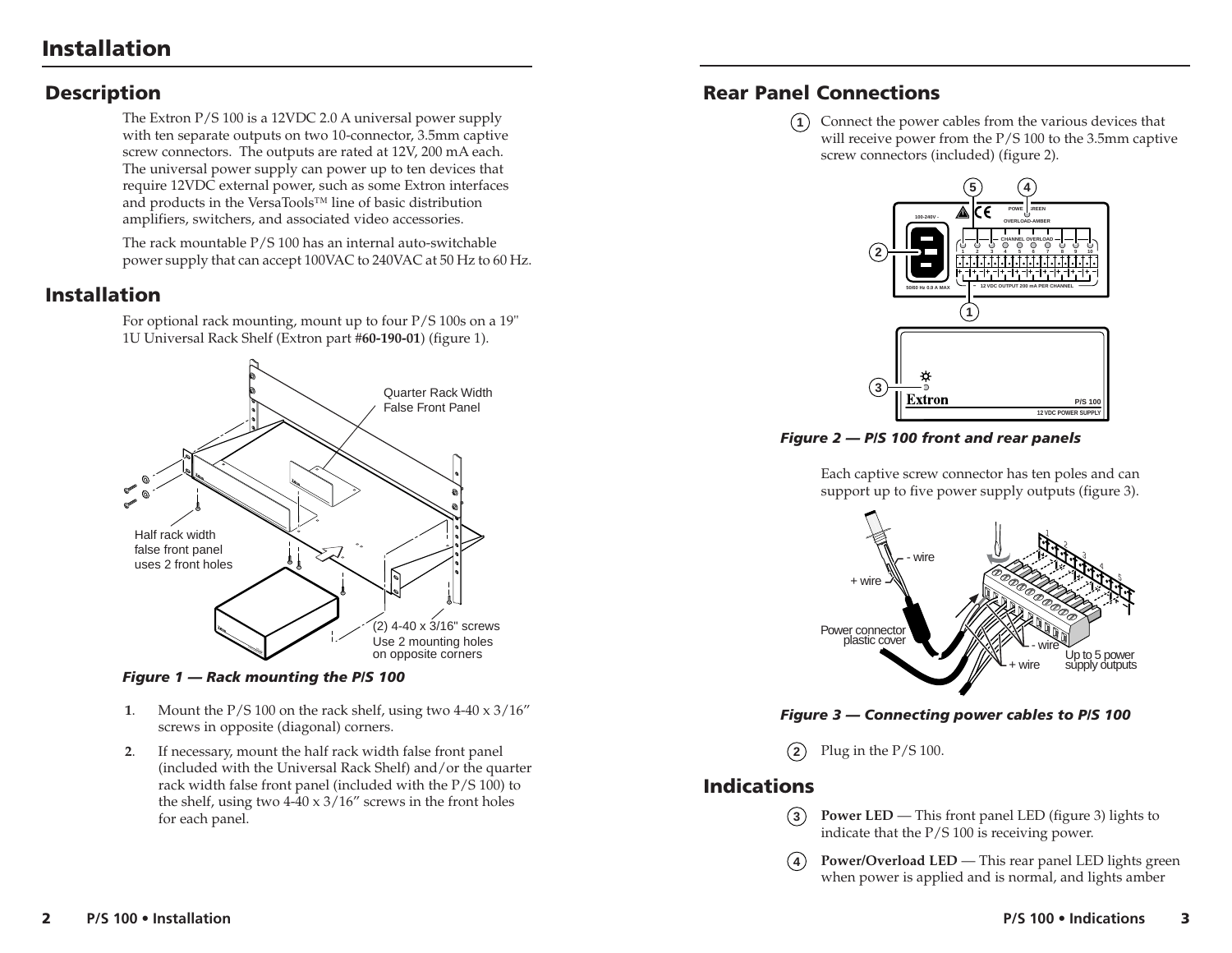# Installation

## Description

The Extron P/S 100 is a 12VDC 2.0 A universal power supply with ten separate outputs on two 10-connector, 3.5mm captive screw connectors. The outputs are rated at 12V, 200 mA each. The universal power supply can power up to ten devices that require 12VDC external power, such as some Extron interfaces and products in the VersaTools™ line of basic distribution amplifiers, switchers, and associated video accessories.

The rack mountable P/S 100 has an internal auto-switchable power supply that can accept 100VAC to 240VAC at 50 Hz to 60 Hz.

## Installation

For optional rack mounting, mount up to four P/S 100s on a 19" 1U Universal Rack Shelf (Extron part #**60-190-01**) (figure 1).

Quarter Rack Width False Front Panel

Half rack width false front panel uses 2 front holes

(2) 4-40 x 3/16" screws
Use 2 mounting holes on opposite corners

***Figure 1 — Rack mounting the P/S 100***

1. Mount the P/S 100 on the rack shelf, using two 4-40 x 3/16" screws in opposite (diagonal) corners.
2. If necessary, mount the half rack width false front panel (included with the Universal Rack Shelf) and/or the quarter rack width false front panel (included with the P/S 100) to the shelf, using two 4-40 x 3/16" screws in the front holes for each panel.

## Rear Panel Connections

**1** Connect the power cables from the various devices that will receive power from the P/S 100 to the 3.5mm captive screw connectors (included) (figure 2).

***Figure 2 — P/S 100 front and rear panels***

Each captive screw connector has ten poles and can support up to five power supply outputs (figure 3).

- wire
+ wire
Power connector plastic cover
Up to 5 power supply outputs

***Figure 3 — Connecting power cables to P/S 100***

**2** Plug in the P/S 100.

## Indications

**3** **Power LED** — This front panel LED (figure 3) lights to indicate that the P/S 100 is receiving power.

**4** **Power/Overload LED** — This rear panel LED lights green when power is applied and is normal, and lights amber